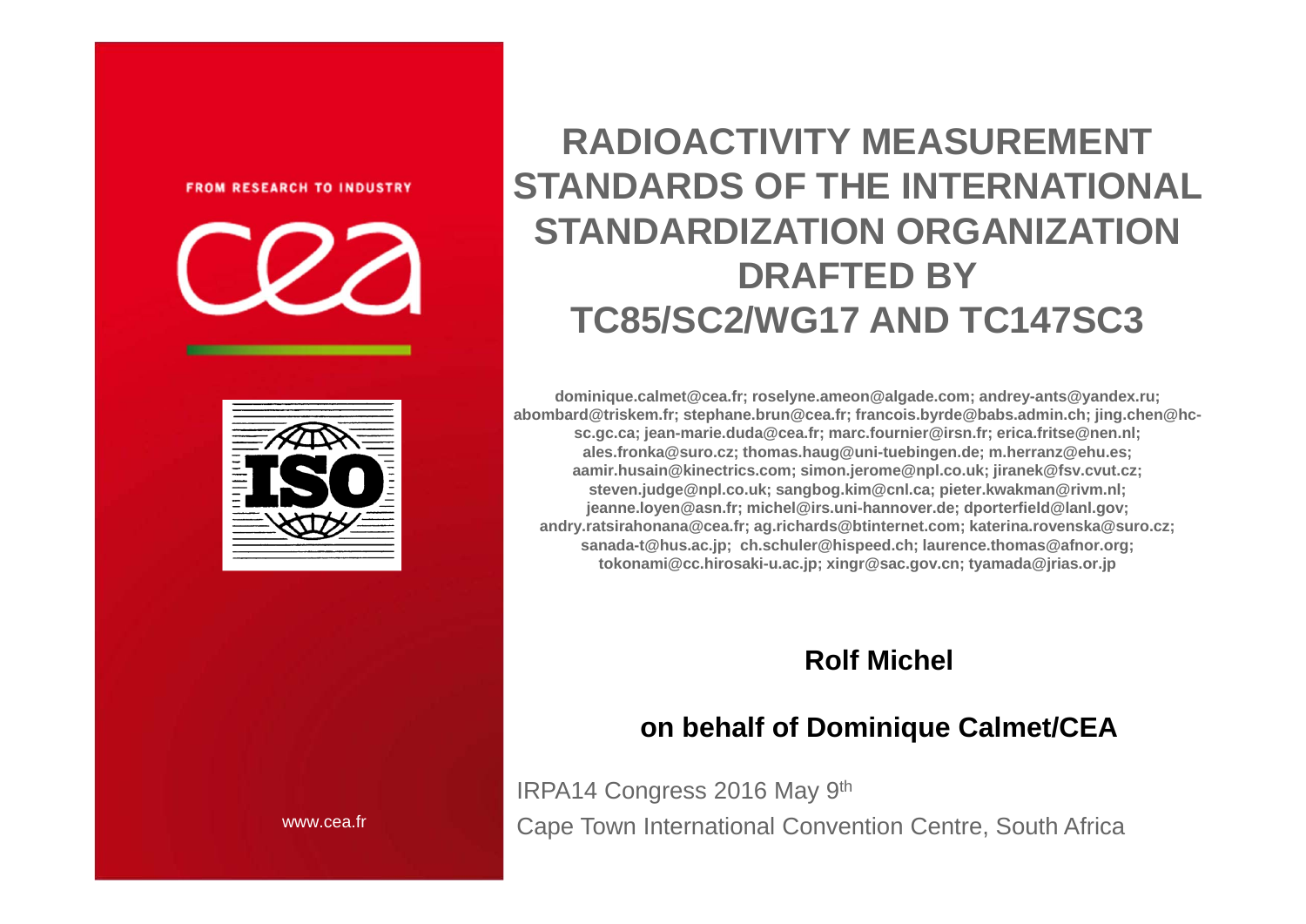FROM RESEARCH TO INDUSTRY

# RADIOACTIVITY MEASUREMENT STANDARDS OF THE INTERNATIONAL STANDARDIZATION ORGANIZATION DRAFTED BY TC85/SC2/WG17 AND TC147SC3

**dominique.calmet@cea.fr; roselyne.ameon@algade.com; andrey-ants@yandex.ru; abombard@triskem.fr; stephane.brun@cea.fr; francois.byrde@babs.admin.ch; jing.chen@hc-sc.gc.ca; jean-marie.duda@cea.fr; marc.fournier@irsn.fr; erica.fritse@nen.nl; ales.fronka@suro.cz; thomas.haug@uni-tuebingen.de; m.herranz@ehu.es; aamir.husain@kinectrics.com; simon.jerome@npl.co.uk; jiranek@fsv.cvut.cz; steven.judge@npl.co.uk; sangbog.kim@cnl.ca; pieter.kwakman@rivm.nl; jeanne.loyen@asn.fr; michel@irs.uni-hannover.de; dporterfield@lanl.gov; andry.ratsirahonana@cea.fr; ag.richards@btinternet.com; katerina.rovenska@suro.cz; sanada-t@hus.ac.jp; ch.schuler@hispeed.ch; laurence.thomas@afnor.org; tokonami@cc.hirosaki-u.ac.jp; xingr@sac.gov.cn; tyamada@jrias.or.jp**

**Rolf Michel**

**on behalf of Dominique Calmet/CEA**

IRPA14 Congress 2016 May 9th

Cape Town International Convention Centre, South Africa

www.cea.fr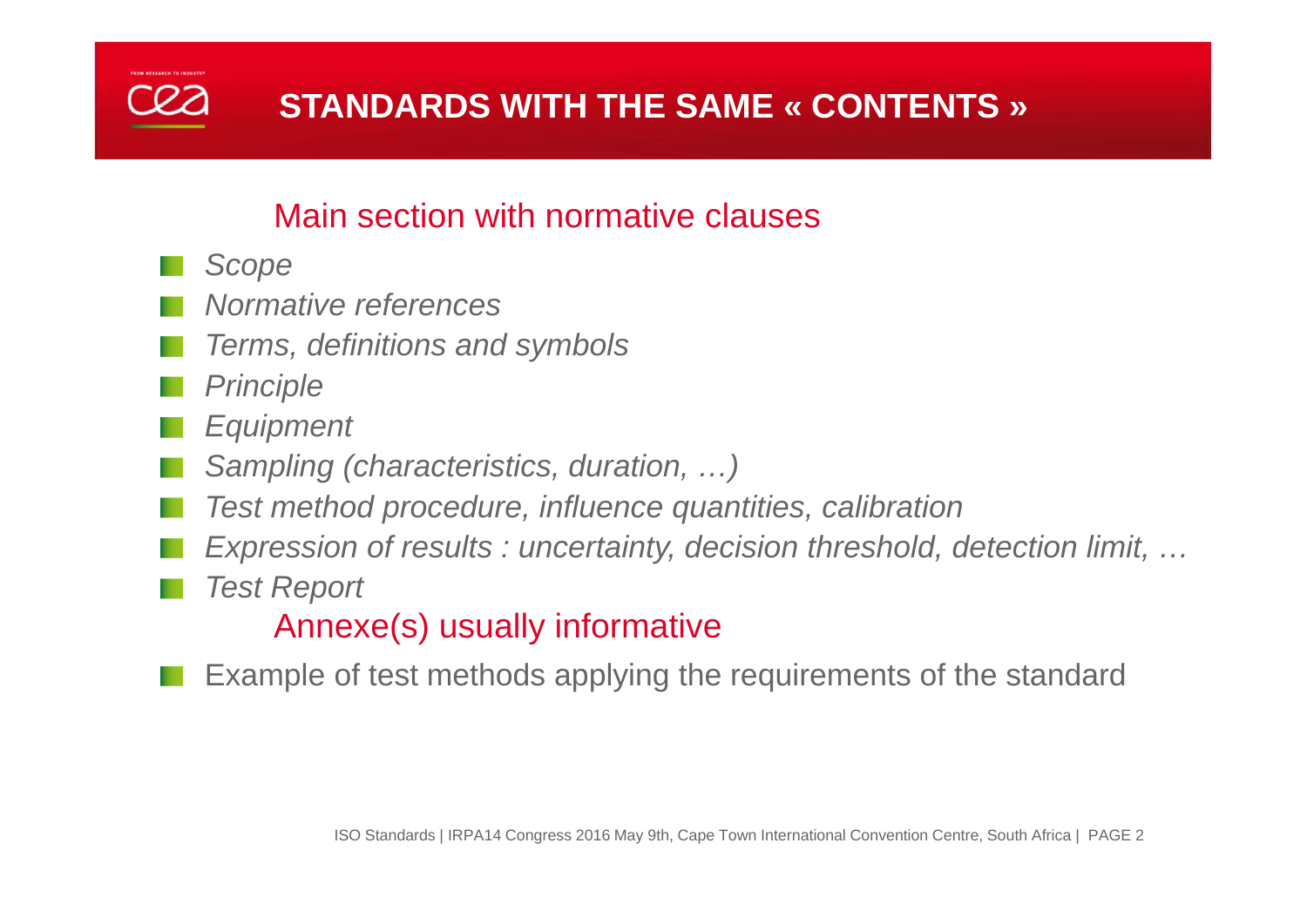# STANDARDS WITH THE SAME « CONTENTS »

## Main section with normative clauses

- *Scope*
- *Normative references*
- *Terms, definitions and symbols*
- *Principle*
- *Equipment*
- *Sampling (characteristics, duration, …)*
- *Test method procedure, influence quantities, calibration*
- *Expression of results : uncertainty, decision threshold, detection limit, …*
- *Test Report*

## Annexe(s) usually informative

- Example of test methods applying the requirements of the standard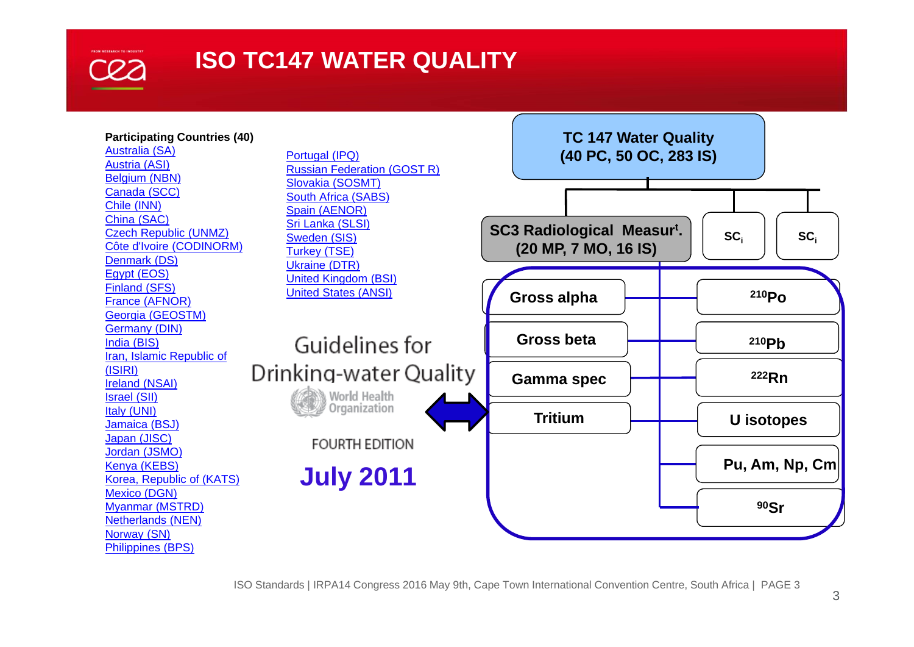# ISO TC147 WATER QUALITY

**Participating Countries (40)**

- Australia (SA)
- Austria (ASI)
- Belgium (NBN)
- Canada (SCC)
- Chile (INN)
- China (SAC)
- Czech Republic (UNMZ)
- Côte d'Ivoire (CODINORM)
- Denmark (DS)
- Egypt (EOS)
- Finland (SFS)
- France (AFNOR)
- Georgia (GEOSTM)
- Germany (DIN)
- India (BIS)
- Iran, Islamic Republic of (ISIRI)
- Ireland (NSAI)
- Israel (SII)
- Italy (UNI)
- Jamaica (BSJ)
- Japan (JISC)
- Jordan (JSMO)
- Kenya (KEBS)
- Korea, Republic of (KATS)
- Mexico (DGN)
- Myanmar (MSTRD)
- Netherlands (NEN)
- Norway (SN)
- Philippines (BPS)
- Portugal (IPQ)
- Russian Federation (GOST R)
- Slovakia (SOSMT)
- South Africa (SABS)
- Spain (AENOR)
- Sri Lanka (SLSI)
- Sweden (SIS)
- Turkey (TSE)
- Ukraine (DTR)
- United Kingdom (BSI)
- United States (ANSI)

Guidelines for Drinking-water Quality
World Health Organization
FOURTH EDITION

**July 2011**

**TC 147 Water Quality (40 PC, 50 OC, 283 IS)**

- **SC3 Radiological Measur$^t$. (20 MP, 7 MO, 16 IS)**
  - Gross alpha
  - Gross beta
  - Gamma spec
  - Tritium
  - $^{210}$Po
  - $^{210}$Pb
  - $^{222}$Rn
  - U isotopes
  - Pu, Am, Np, Cm
  - $^{90}$Sr
- **$SC_i$**
- **$SC_i$**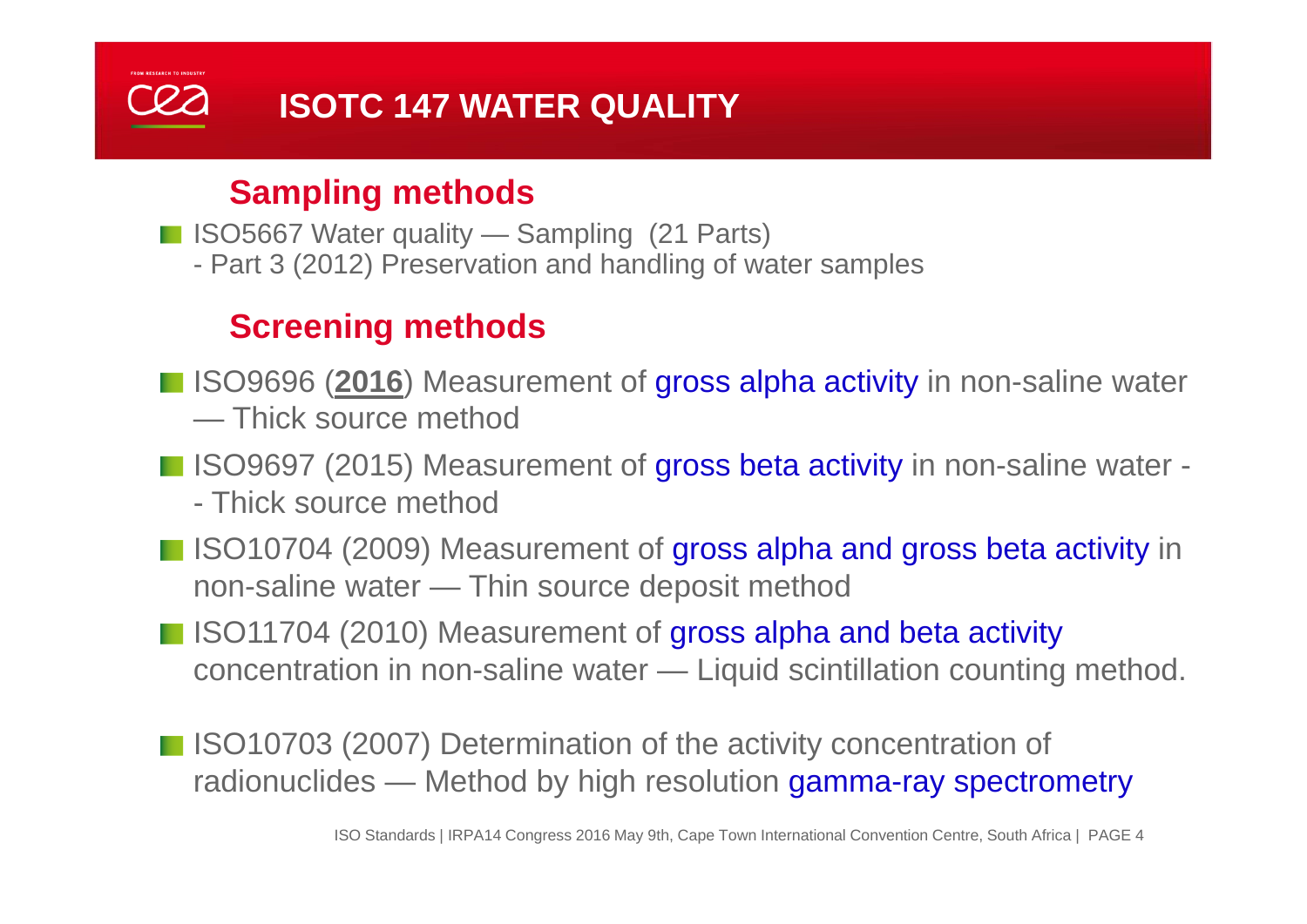# ISOTC 147 WATER QUALITY

## Sampling methods

- ISO5667 Water quality — Sampling (21 Parts)
  - Part 3 (2012) Preservation and handling of water samples

## Screening methods

- ISO9696 (**2016**) Measurement of gross alpha activity in non-saline water — Thick source method
- ISO9697 (2015) Measurement of gross beta activity in non-saline water -- Thick source method
- ISO10704 (2009) Measurement of gross alpha and gross beta activity in non-saline water — Thin source deposit method
- ISO11704 (2010) Measurement of gross alpha and beta activity concentration in non-saline water — Liquid scintillation counting method.

- ISO10703 (2007) Determination of the activity concentration of radionuclides — Method by high resolution gamma-ray spectrometry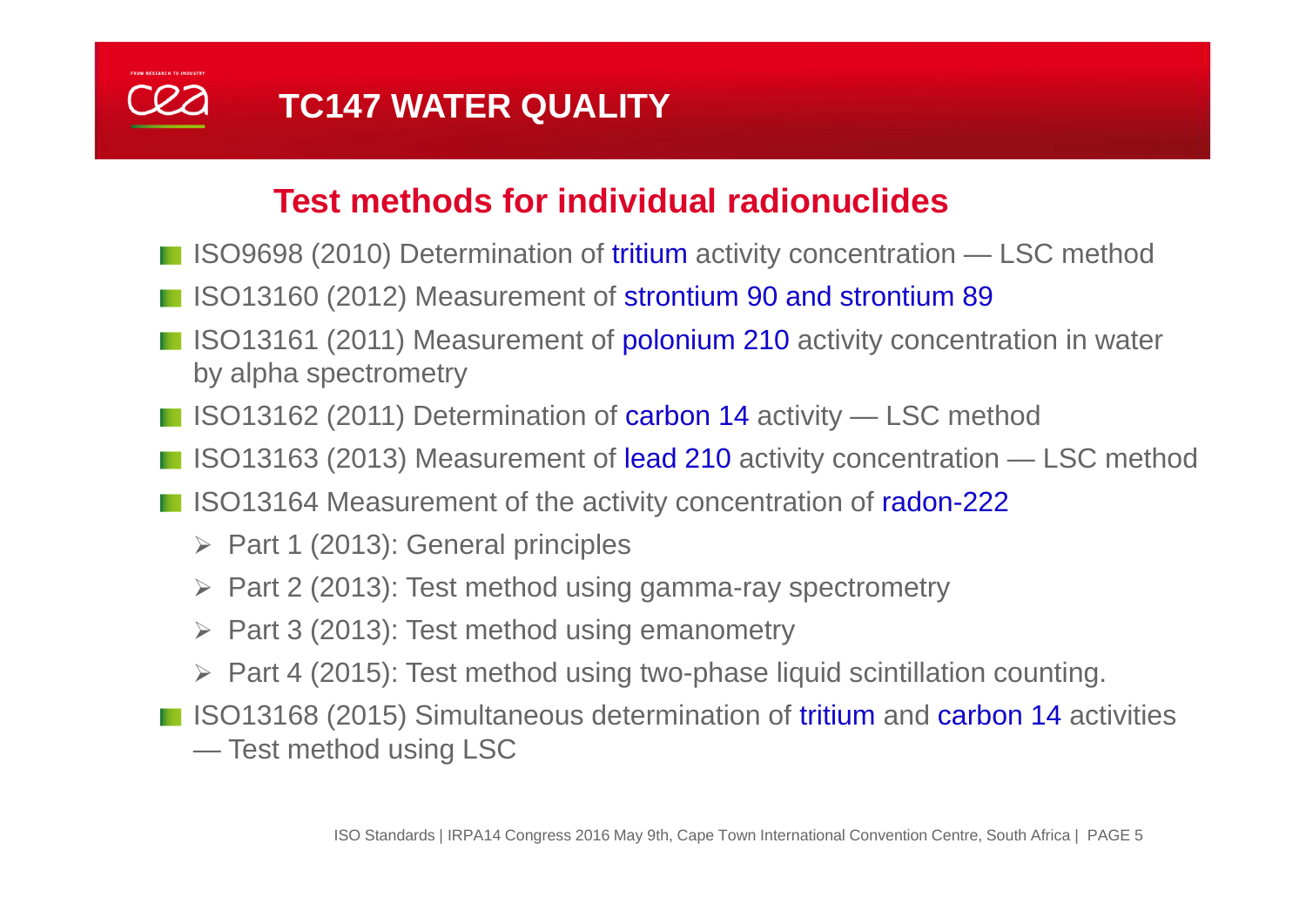# TC147 WATER QUALITY

## Test methods for individual radionuclides

- ISO9698 (2010) Determination of tritium activity concentration — LSC method
- ISO13160 (2012) Measurement of strontium 90 and strontium 89
- ISO13161 (2011) Measurement of polonium 210 activity concentration in water by alpha spectrometry
- ISO13162 (2011) Determination of carbon 14 activity — LSC method
- ISO13163 (2013) Measurement of lead 210 activity concentration — LSC method
- ISO13164 Measurement of the activity concentration of radon-222
  - Part 1 (2013): General principles
  - Part 2 (2013): Test method using gamma-ray spectrometry
  - Part 3 (2013): Test method using emanometry
  - Part 4 (2015): Test method using two-phase liquid scintillation counting.
- ISO13168 (2015) Simultaneous determination of tritium and carbon 14 activities — Test method using LSC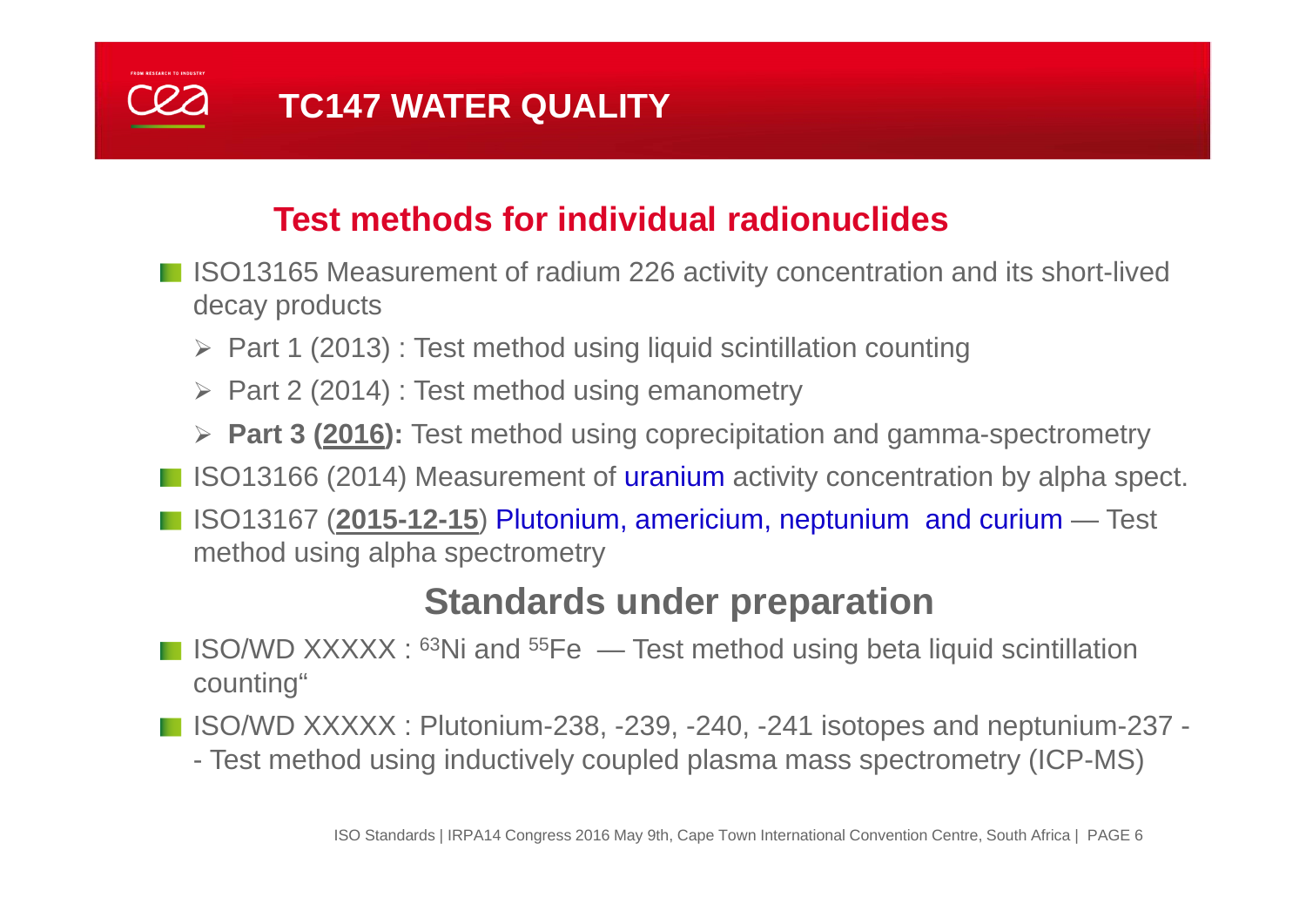# TC147 WATER QUALITY

## Test methods for individual radionuclides

- ISO13165 Measurement of radium 226 activity concentration and its short-lived decay products
  - Part 1 (2013) : Test method using liquid scintillation counting
  - Part 2 (2014) : Test method using emanometry
  - **Part 3 (2016):** Test method using coprecipitation and gamma-spectrometry
- ISO13166 (2014) Measurement of uranium activity concentration by alpha spect.
- ISO13167 (**2015-12-15**) Plutonium, americium, neptunium and curium — Test method using alpha spectrometry

## Standards under preparation

- ISO/WD XXXXX : $^{63}$Ni and $^{55}$Fe — Test method using beta liquid scintillation counting"
- ISO/WD XXXXX : Plutonium-238, -239, -240, -241 isotopes and neptunium-237 -- Test method using inductively coupled plasma mass spectrometry (ICP-MS)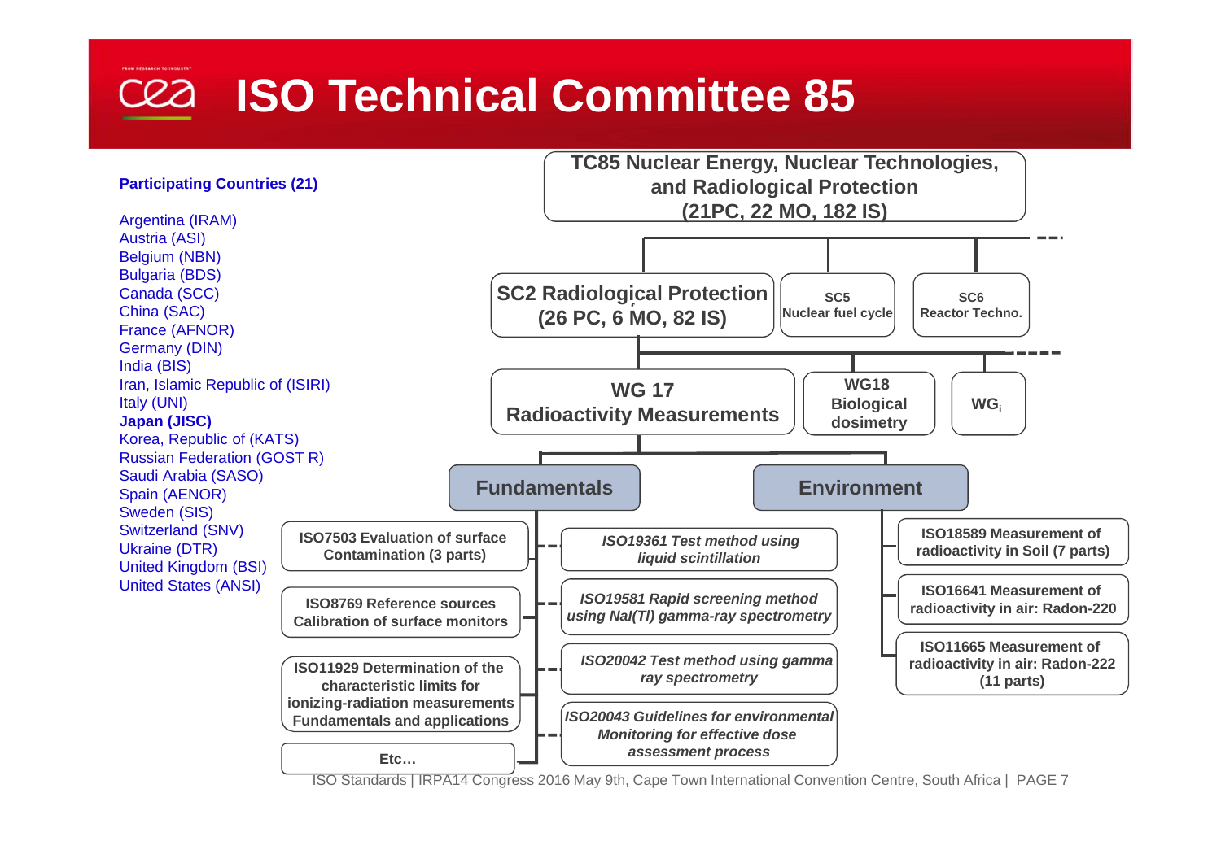# ISO Technical Committee 85

**Participating Countries (21)**

- Argentina (IRAM)
- Austria (ASI)
- Belgium (NBN)
- Bulgaria (BDS)
- Canada (SCC)
- China (SAC)
- France (AFNOR)
- Germany (DIN)
- India (BIS)
- Iran, Islamic Republic of (ISIRI)
- Italy (UNI)
- **Japan (JISC)**
- Korea, Republic of (KATS)
- Russian Federation (GOST R)
- Saudi Arabia (SASO)
- Spain (AENOR)
- Sweden (SIS)
- Switzerland (SNV)
- Ukraine (DTR)
- United Kingdom (BSI)
- United States (ANSI)

**TC85 Nuclear Energy, Nuclear Technologies, and Radiological Protection (21PC, 22 MO, 182 IS)**

- **SC2 Radiological Protection (26 PC, 6 MO, 82 IS)**
  - **WG 17 Radioactivity Measurements**
    - **Fundamentals**
      - ISO7503 Evaluation of surface Contamination (3 parts)
      - ISO8769 Reference sources Calibration of surface monitors
      - ISO11929 Determination of the characteristic limits for ionizing-radiation measurements Fundamentals and applications
      - Etc…
      - *ISO19361 Test method using liquid scintillation*
      - *ISO19581 Rapid screening method using NaI(Tl) gamma-ray spectrometry*
      - *ISO20042 Test method using gamma ray spectrometry*
      - *ISO20043 Guidelines for environmental Monitoring for effective dose assessment process*
    - **Environment**
      - ISO18589 Measurement of radioactivity in Soil (7 parts)
      - ISO16641 Measurement of radioactivity in air: Radon-220
      - ISO11665 Measurement of radioactivity in air: Radon-222 (11 parts)
  - WG18 Biological dosimetry
  - $WG_i$
- SC5 Nuclear fuel cycle
- SC6 Reactor Techno.

ISO Standards | IRPA14 Congress 2016 May 9th, Cape Town International Convention Centre, South Africa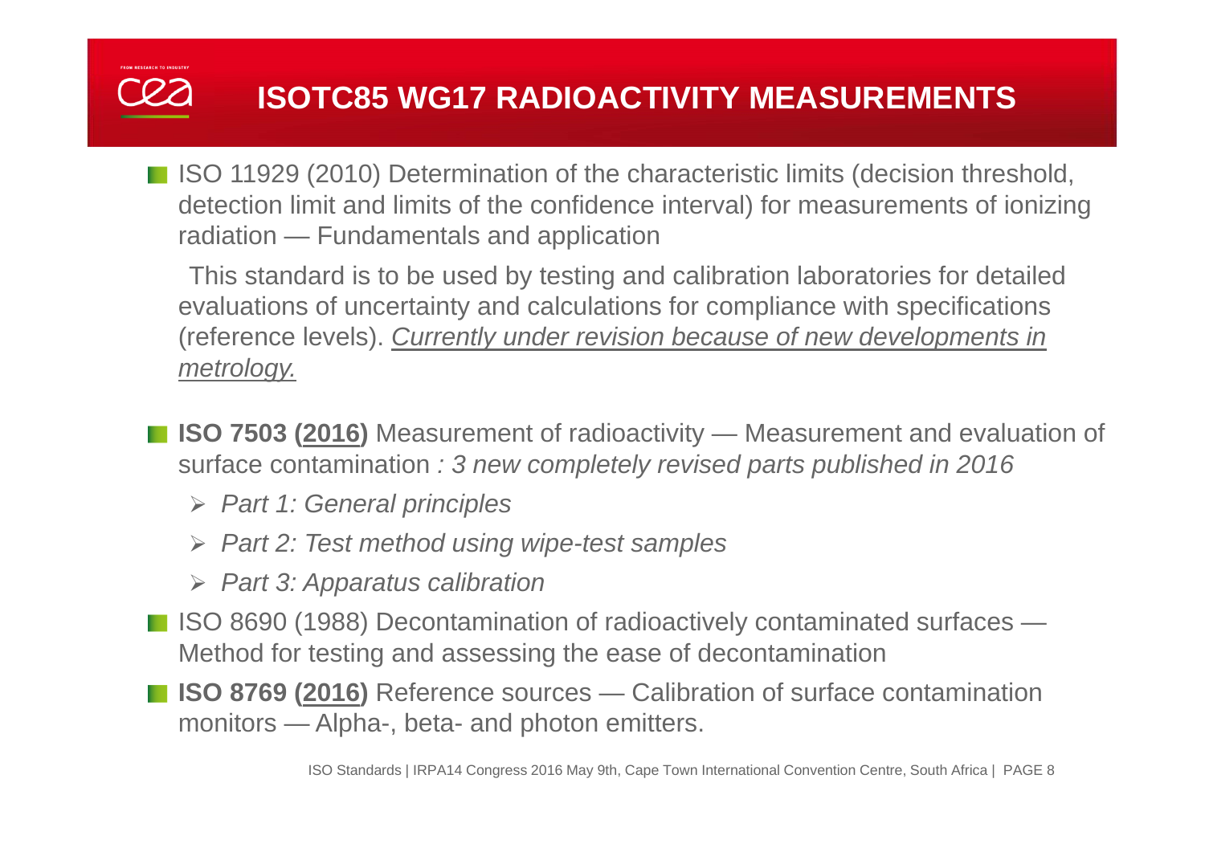# ISOTC85 WG17 RADIOACTIVITY MEASUREMENTS

- ISO 11929 (2010) Determination of the characteristic limits (decision threshold, detection limit and limits of the confidence interval) for measurements of ionizing radiation — Fundamentals and application

  This standard is to be used by testing and calibration laboratories for detailed evaluations of uncertainty and calculations for compliance with specifications (reference levels). *Currently under revision because of new developments in metrology.*

- **ISO 7503 (2016)** Measurement of radioactivity — Measurement and evaluation of surface contamination *: 3 new completely revised parts published in 2016*
  - *Part 1: General principles*
  - *Part 2: Test method using wipe-test samples*
  - *Part 3: Apparatus calibration*
- ISO 8690 (1988) Decontamination of radioactively contaminated surfaces — Method for testing and assessing the ease of decontamination
- **ISO 8769 (2016)** Reference sources — Calibration of surface contamination monitors — Alpha-, beta- and photon emitters.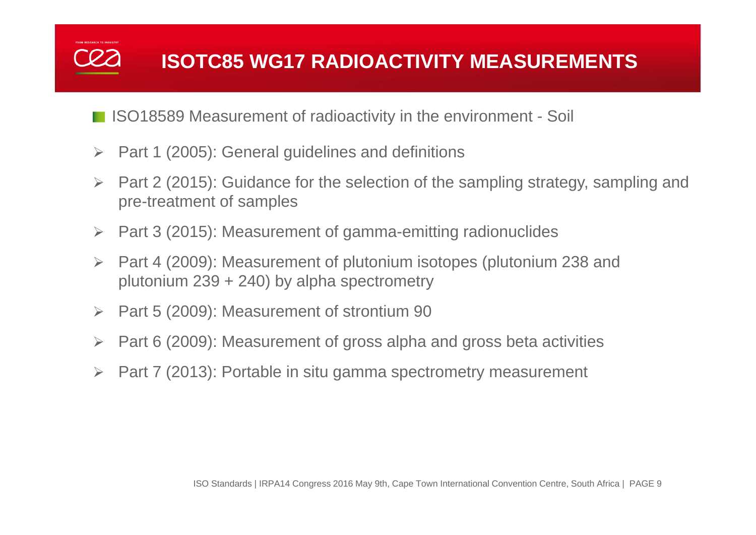# ISOTC85 WG17 RADIOACTIVITY MEASUREMENTS

- ISO18589 Measurement of radioactivity in the environment - Soil
  - Part 1 (2005): General guidelines and definitions
  - Part 2 (2015): Guidance for the selection of the sampling strategy, sampling and pre-treatment of samples
  - Part 3 (2015): Measurement of gamma-emitting radionuclides
  - Part 4 (2009): Measurement of plutonium isotopes (plutonium 238 and plutonium 239 + 240) by alpha spectrometry
  - Part 5 (2009): Measurement of strontium 90
  - Part 6 (2009): Measurement of gross alpha and gross beta activities
  - Part 7 (2013): Portable in situ gamma spectrometry measurement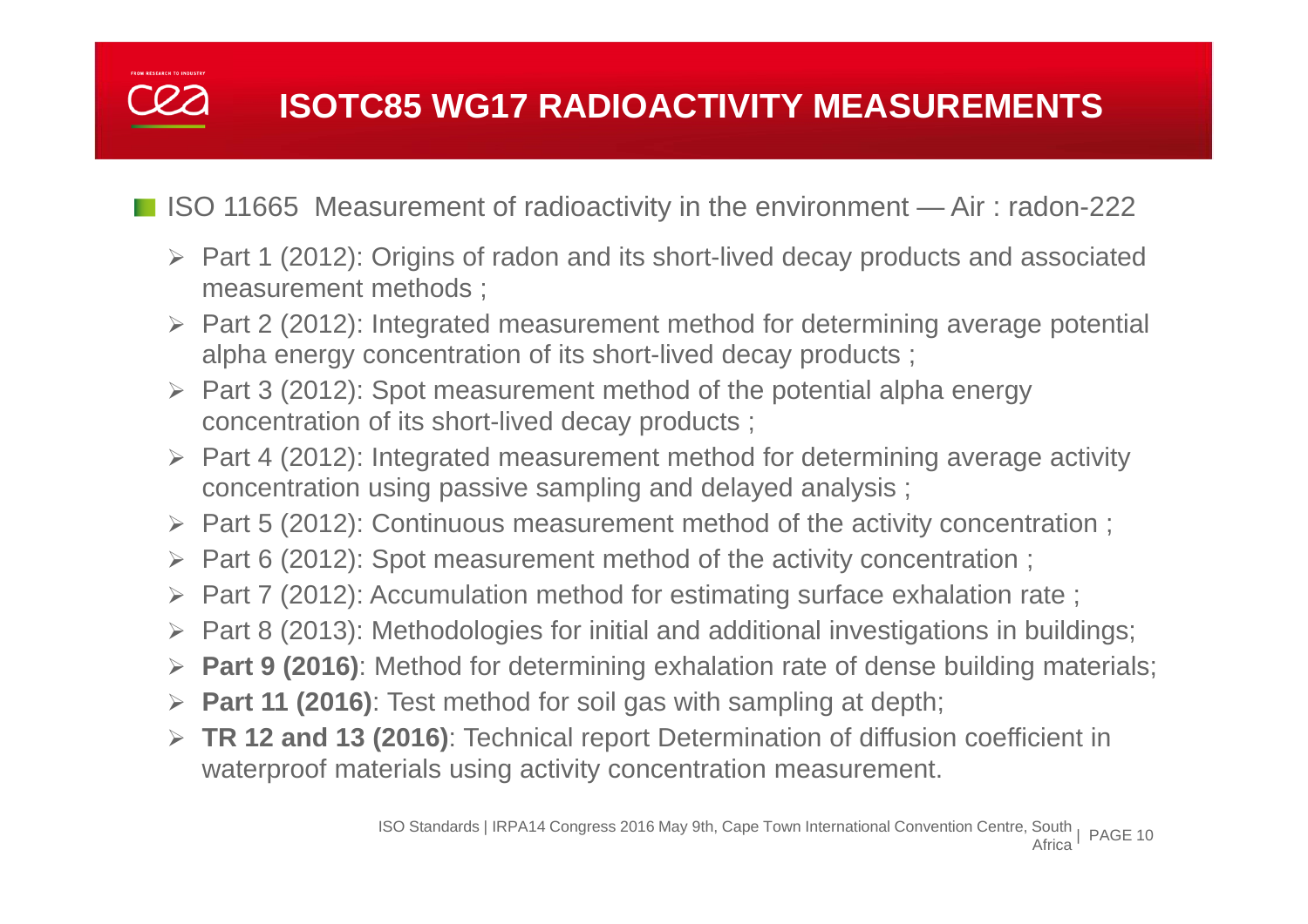# ISOTC85 WG17 RADIOACTIVITY MEASUREMENTS

- ISO 11665 Measurement of radioactivity in the environment — Air : radon-222
  - Part 1 (2012): Origins of radon and its short-lived decay products and associated measurement methods ;
  - Part 2 (2012): Integrated measurement method for determining average potential alpha energy concentration of its short-lived decay products ;
  - Part 3 (2012): Spot measurement method of the potential alpha energy concentration of its short-lived decay products ;
  - Part 4 (2012): Integrated measurement method for determining average activity concentration using passive sampling and delayed analysis ;
  - Part 5 (2012): Continuous measurement method of the activity concentration ;
  - Part 6 (2012): Spot measurement method of the activity concentration ;
  - Part 7 (2012): Accumulation method for estimating surface exhalation rate ;
  - Part 8 (2013): Methodologies for initial and additional investigations in buildings;
  - **Part 9 (2016)**: Method for determining exhalation rate of dense building materials;
  - **Part 11 (2016)**: Test method for soil gas with sampling at depth;
  - **TR 12 and 13 (2016)**: Technical report Determination of diffusion coefficient in waterproof materials using activity concentration measurement.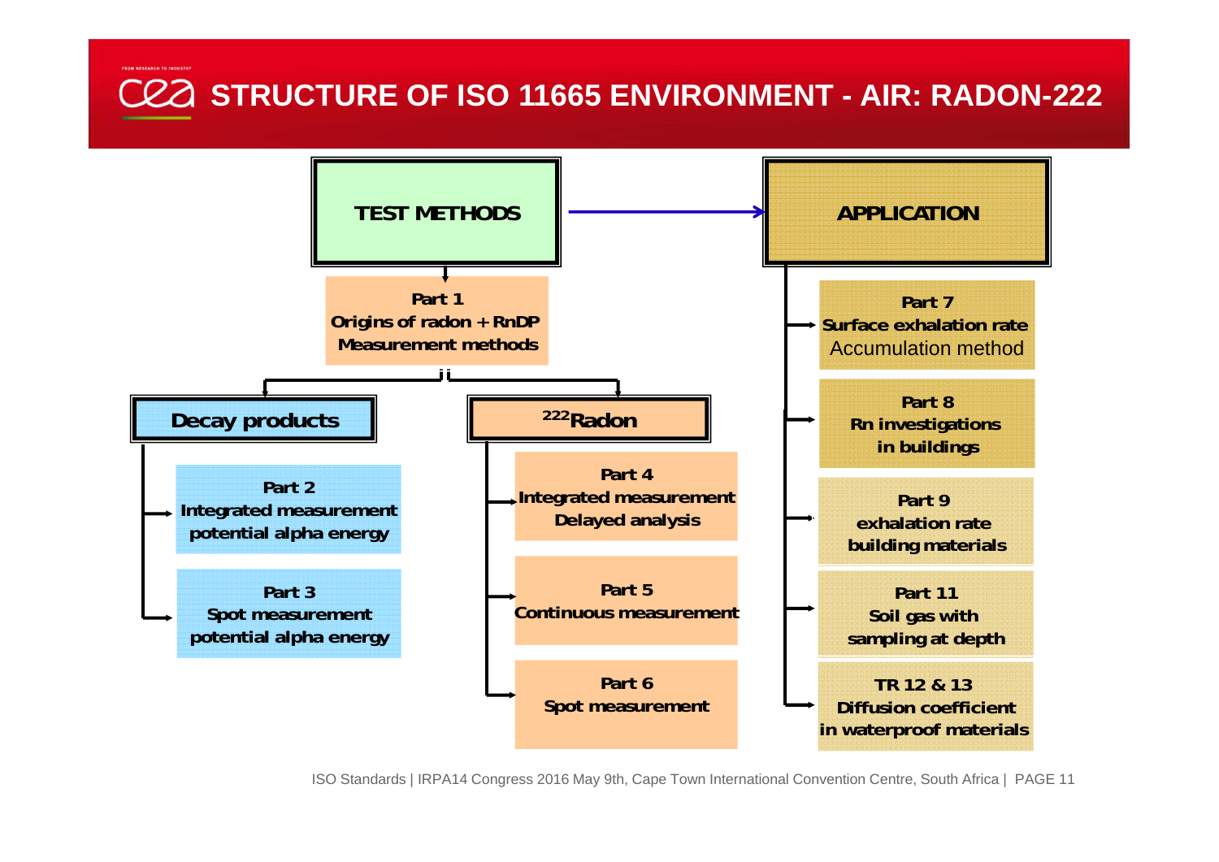# STRUCTURE OF ISO 11665 ENVIRONMENT - AIR: RADON-222

**TEST METHODS** → **APPLICATION**

**TEST METHODS**

- **Part 1**
  **Origins of radon + RnDP**
  **Measurement methods**
  - **Decay products**
    - **Part 2** – **Integrated measurement potential alpha energy**
    - **Part 3** – **Spot measurement potential alpha energy**
  - **$^{222}$Radon**
    - **Part 4** – **Integrated measurement Delayed analysis**
    - **Part 5** – **Continuous measurement**
    - **Part 6** – **Spot measurement**

**APPLICATION**

- **Part 7** – **Surface exhalation rate** Accumulation method
- **Part 8** – **Rn investigations in buildings**
- **Part 9** – **exhalation rate building materials**
- **Part 11** – **Soil gas with sampling at depth**
- **TR 12 & 13** – **Diffusion coefficient in waterproof materials**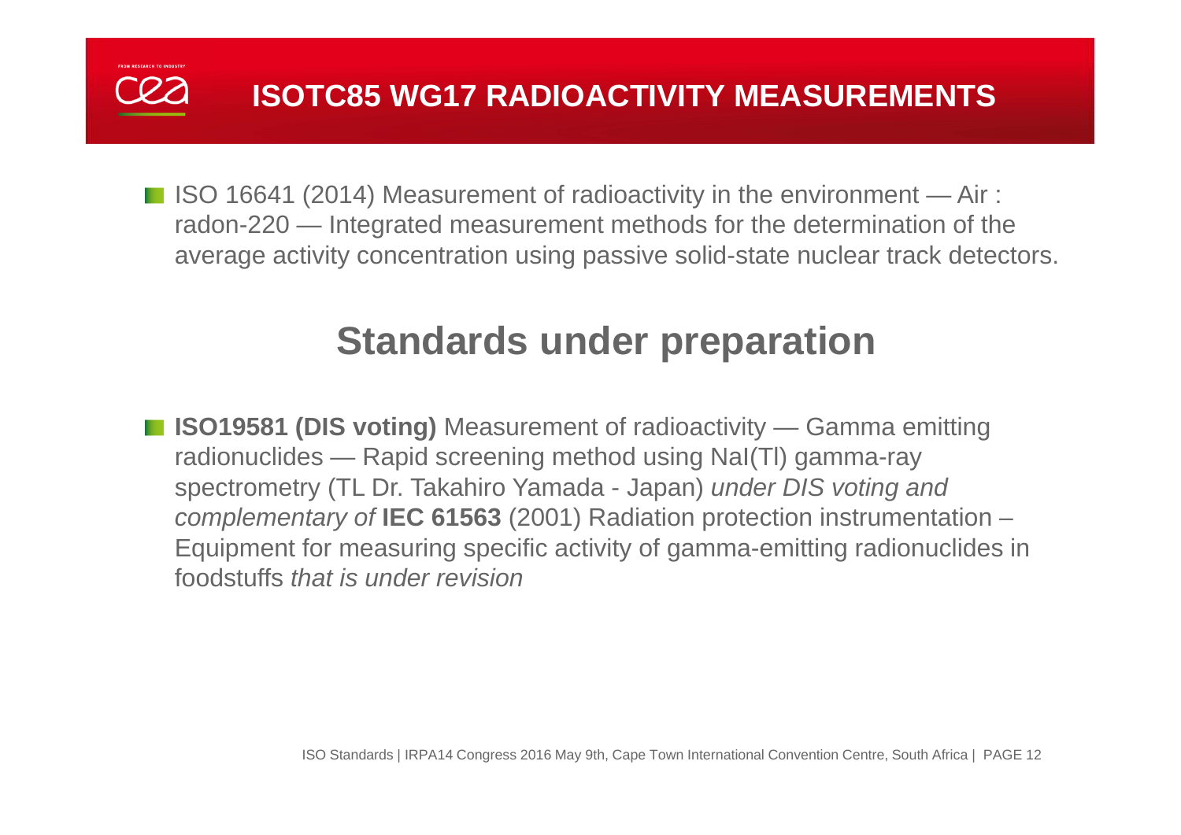# ISOTC85 WG17 RADIOACTIVITY MEASUREMENTS

- ISO 16641 (2014) Measurement of radioactivity in the environment — Air : radon-220 — Integrated measurement methods for the determination of the average activity concentration using passive solid-state nuclear track detectors.

## Standards under preparation

- **ISO19581 (DIS voting)** Measurement of radioactivity — Gamma emitting radionuclides — Rapid screening method using NaI(Tl) gamma-ray spectrometry (TL Dr. Takahiro Yamada - Japan) *under DIS voting and complementary of* **IEC 61563** (2001) Radiation protection instrumentation – Equipment for measuring specific activity of gamma-emitting radionuclides in foodstuffs *that is under revision*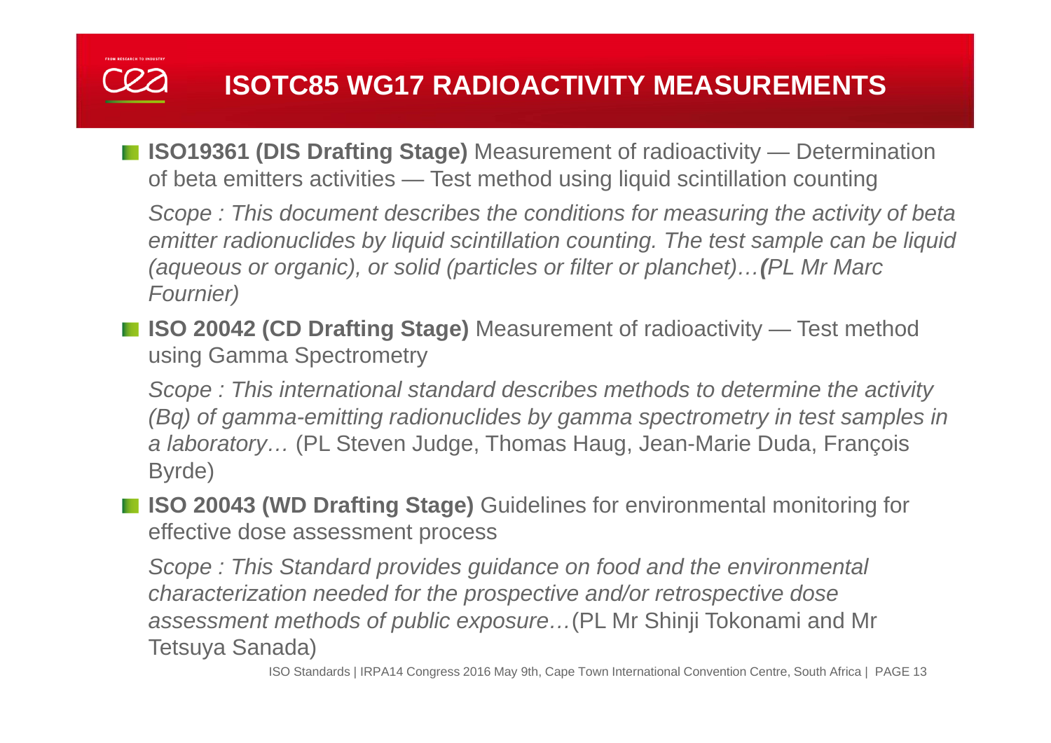# ISOTC85 WG17 RADIOACTIVITY MEASUREMENTS

- **ISO19361 (DIS Drafting Stage)** Measurement of radioactivity — Determination of beta emitters activities — Test method using liquid scintillation counting

  *Scope : This document describes the conditions for measuring the activity of beta emitter radionuclides by liquid scintillation counting. The test sample can be liquid (aqueous or organic), or solid (particles or filter or planchet)…**(**PL Mr Marc Fournier)*

- **ISO 20042 (CD Drafting Stage)** Measurement of radioactivity — Test method using Gamma Spectrometry

  *Scope : This international standard describes methods to determine the activity (Bq) of gamma-emitting radionuclides by gamma spectrometry in test samples in a laboratory…* (PL Steven Judge, Thomas Haug, Jean-Marie Duda, François Byrde)

- **ISO 20043 (WD Drafting Stage)** Guidelines for environmental monitoring for effective dose assessment process

  *Scope : This Standard provides guidance on food and the environmental characterization needed for the prospective and/or retrospective dose assessment methods of public exposure…*(PL Mr Shinji Tokonami and Mr Tetsuya Sanada)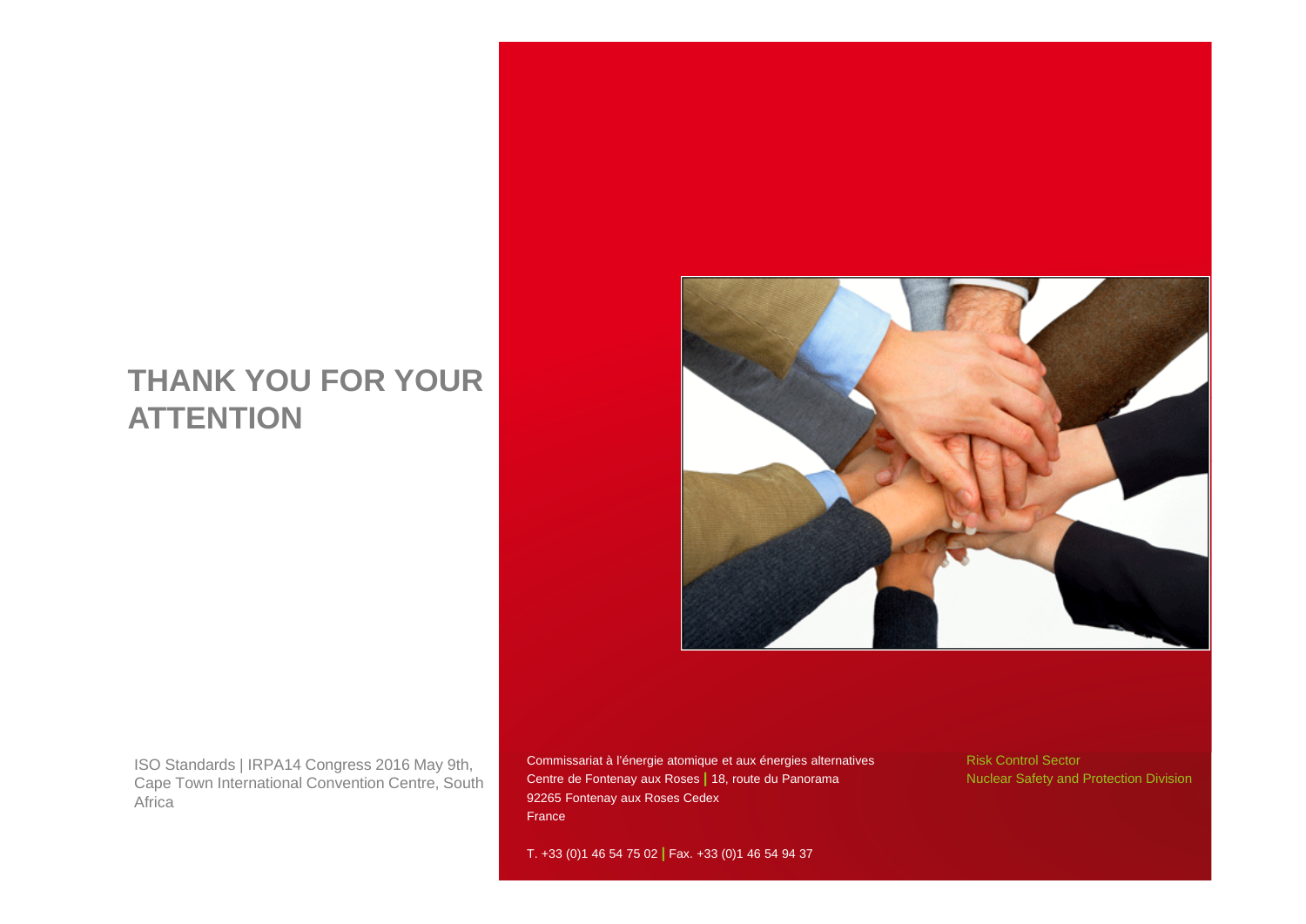# THANK YOU FOR YOUR ATTENTION

ISO Standards | IRPA14 Congress 2016 May 9th, Cape Town International Convention Centre, South Africa

Commissariat à l'énergie atomique et aux énergies alternatives
Centre de Fontenay aux Roses | 18, route du Panorama
92265 Fontenay aux Roses Cedex
France

T. +33 (0)1 46 54 75 02 | Fax. +33 (0)1 46 54 94 37

Risk Control Sector
Nuclear Safety and Protection Division